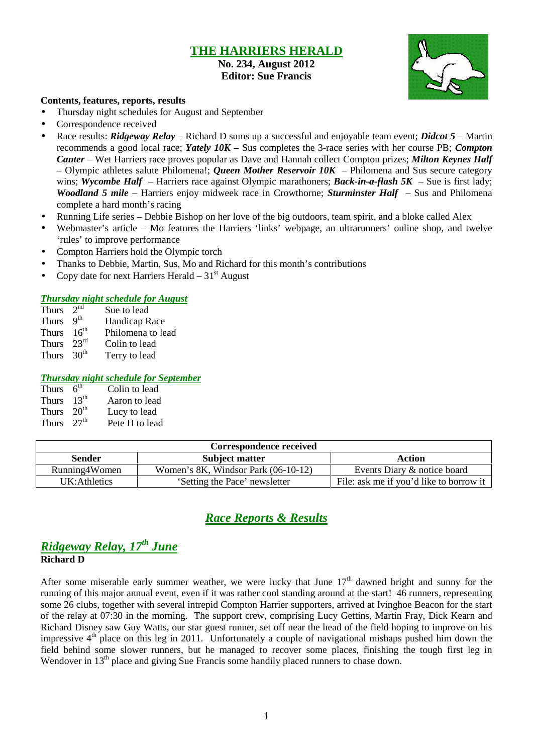# THE HARRIERS HERALD

**No. 234, August 2012**
**Editor: Sue Francis**

**Contents, features, reports, results**

- Thursday night schedules for August and September
- Correspondence received
- Race results: ***Ridgeway Relay*** – Richard D sums up a successful and enjoyable team event; ***Didcot 5*** – Martin recommends a good local race; ***Yately 10K –*** Sus completes the 3-race series with her course PB; ***Compton Canter*** – Wet Harriers race proves popular as Dave and Hannah collect Compton prizes; ***Milton Keynes Half*** – Olympic athletes salute Philomena!; ***Queen Mother Reservoir 10K*** – Philomena and Sus secure category wins; ***Wycombe Half*** – Harriers race against Olympic marathoners; ***Back-in-a-flash 5K*** – Sue is first lady; ***Woodland 5 mile*** – Harriers enjoy midweek race in Crowthorne; ***Sturminster Half*** – Sus and Philomena complete a hard month's racing
- Running Life series – Debbie Bishop on her love of the big outdoors, team spirit, and a bloke called Alex
- Webmaster's article – Mo features the Harriers 'links' webpage, an ultrarunners' online shop, and twelve 'rules' to improve performance
- Compton Harriers hold the Olympic torch
- Thanks to Debbie, Martin, Sus, Mo and Richard for this month's contributions
- Copy date for next Harriers Herald – 31st August

### *Thursday night schedule for August*

| | | |
|---|---|---|
| Thurs | 2nd | Sue to lead |
| Thurs | 9th | Handicap Race |
| Thurs | 16th | Philomena to lead |
| Thurs | 23rd | Colin to lead |
| Thurs | 30th | Terry to lead |

### *Thursday night schedule for September*

| | | |
|---|---|---|
| Thurs | 6th | Colin to lead |
| Thurs | 13th | Aaron to lead |
| Thurs | 20th | Lucy to lead |
| Thurs | 27th | Pete H to lead |

| Correspondence received | | |
|---|---|---|
| **Sender** | **Subject matter** | **Action** |
| Running4Women | Women's 8K, Windsor Park (06-10-12) | Events Diary & notice board |
| UK:Athletics | 'Setting the Pace' newsletter | File: ask me if you'd like to borrow it |

## *Race Reports & Results*

## *Ridgeway Relay, 17th June*

**Richard D**

After some miserable early summer weather, we were lucky that June 17th dawned bright and sunny for the running of this major annual event, even if it was rather cool standing around at the start! 46 runners, representing some 26 clubs, together with several intrepid Compton Harrier supporters, arrived at Ivinghoe Beacon for the start of the relay at 07:30 in the morning. The support crew, comprising Lucy Gettins, Martin Fray, Dick Kearn and Richard Disney saw Guy Watts, our star guest runner, set off near the head of the field hoping to improve on his impressive 4th place on this leg in 2011. Unfortunately a couple of navigational mishaps pushed him down the field behind some slower runners, but he managed to recover some places, finishing the tough first leg in Wendover in 13th place and giving Sue Francis some handily placed runners to chase down.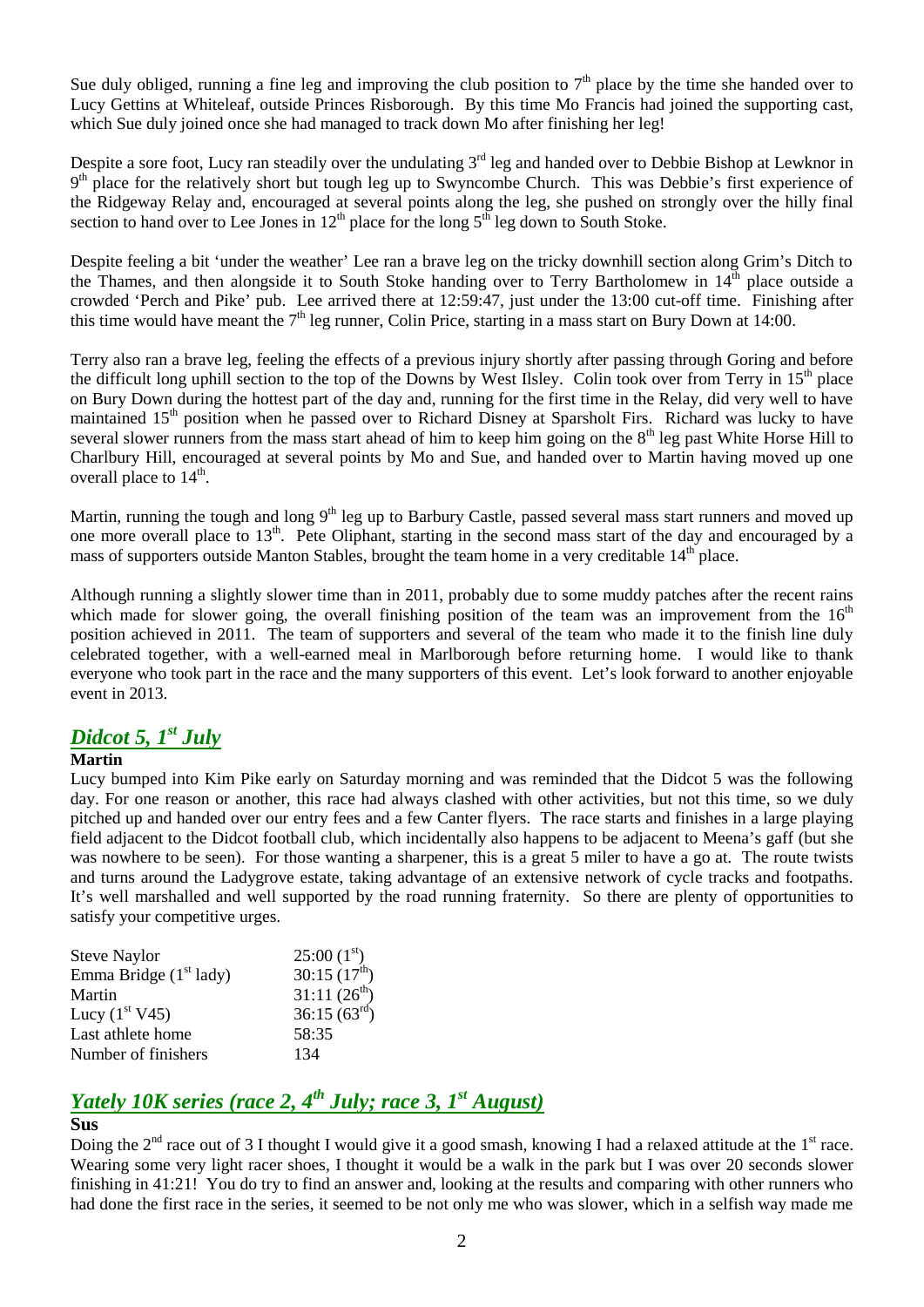Sue duly obliged, running a fine leg and improving the club position to 7th place by the time she handed over to Lucy Gettins at Whiteleaf, outside Princes Risborough. By this time Mo Francis had joined the supporting cast, which Sue duly joined once she had managed to track down Mo after finishing her leg!

Despite a sore foot, Lucy ran steadily over the undulating 3rd leg and handed over to Debbie Bishop at Lewknor in 9th place for the relatively short but tough leg up to Swyncombe Church. This was Debbie's first experience of the Ridgeway Relay and, encouraged at several points along the leg, she pushed on strongly over the hilly final section to hand over to Lee Jones in 12th place for the long 5th leg down to South Stoke.

Despite feeling a bit 'under the weather' Lee ran a brave leg on the tricky downhill section along Grim's Ditch to the Thames, and then alongside it to South Stoke handing over to Terry Bartholomew in 14th place outside a crowded 'Perch and Pike' pub. Lee arrived there at 12:59:47, just under the 13:00 cut-off time. Finishing after this time would have meant the 7th leg runner, Colin Price, starting in a mass start on Bury Down at 14:00.

Terry also ran a brave leg, feeling the effects of a previous injury shortly after passing through Goring and before the difficult long uphill section to the top of the Downs by West Ilsley. Colin took over from Terry in 15th place on Bury Down during the hottest part of the day and, running for the first time in the Relay, did very well to have maintained 15th position when he passed over to Richard Disney at Sparsholt Firs. Richard was lucky to have several slower runners from the mass start ahead of him to keep him going on the 8th leg past White Horse Hill to Charlbury Hill, encouraged at several points by Mo and Sue, and handed over to Martin having moved up one overall place to 14th.

Martin, running the tough and long 9th leg up to Barbury Castle, passed several mass start runners and moved up one more overall place to 13th. Pete Oliphant, starting in the second mass start of the day and encouraged by a mass of supporters outside Manton Stables, brought the team home in a very creditable 14th place.

Although running a slightly slower time than in 2011, probably due to some muddy patches after the recent rains which made for slower going, the overall finishing position of the team was an improvement from the 16th position achieved in 2011. The team of supporters and several of the team who made it to the finish line duly celebrated together, with a well-earned meal in Marlborough before returning home. I would like to thank everyone who took part in the race and the many supporters of this event. Let's look forward to another enjoyable event in 2013.

## *Didcot 5, 1st July*

**Martin**

Lucy bumped into Kim Pike early on Saturday morning and was reminded that the Didcot 5 was the following day. For one reason or another, this race had always clashed with other activities, but not this time, so we duly pitched up and handed over our entry fees and a few Canter flyers. The race starts and finishes in a large playing field adjacent to the Didcot football club, which incidentally also happens to be adjacent to Meena's gaff (but she was nowhere to be seen). For those wanting a sharpener, this is a great 5 miler to have a go at. The route twists and turns around the Ladygrove estate, taking advantage of an extensive network of cycle tracks and footpaths. It's well marshalled and well supported by the road running fraternity. So there are plenty of opportunities to satisfy your competitive urges.

| | |
|---|---|
| Steve Naylor | 25:00 (1st) |
| Emma Bridge (1st lady) | 30:15 (17th) |
| Martin | 31:11 (26th) |
| Lucy (1st V45) | 36:15 (63rd) |
| Last athlete home | 58:35 |
| Number of finishers | 134 |

## *Yately 10K series (race 2, 4th July; race 3, 1st August)*

**Sus**

Doing the 2nd race out of 3 I thought I would give it a good smash, knowing I had a relaxed attitude at the 1st race. Wearing some very light racer shoes, I thought it would be a walk in the park but I was over 20 seconds slower finishing in 41:21! You do try to find an answer and, looking at the results and comparing with other runners who had done the first race in the series, it seemed to be not only me who was slower, which in a selfish way made me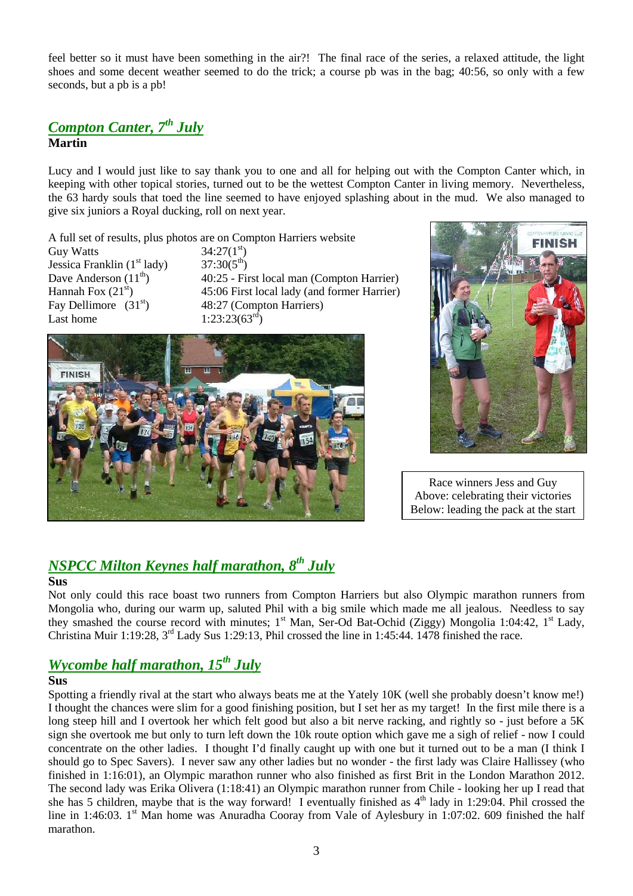feel better so it must have been something in the air?! The final race of the series, a relaxed attitude, the light shoes and some decent weather seemed to do the trick; a course pb was in the bag; 40:56, so only with a few seconds, but a pb is a pb!

## *Compton Canter, 7th July*

**Martin**

Lucy and I would just like to say thank you to one and all for helping out with the Compton Canter which, in keeping with other topical stories, turned out to be the wettest Compton Canter in living memory. Nevertheless, the 63 hardy souls that toed the line seemed to have enjoyed splashing about in the mud. We also managed to give six juniors a Royal ducking, roll on next year.

A full set of results, plus photos are on Compton Harriers website

| | |
|---|---|
| Guy Watts | 34:27(1st) |
| Jessica Franklin (1st lady) | 37:30(5th) |
| Dave Anderson (11th) | 40:25 - First local man (Compton Harrier) |
| Hannah Fox (21st) | 45:06 First local lady (and former Harrier) |
| Fay Dellimore (31st) | 48:27 (Compton Harriers) |
| Last home | 1:23:23(63rd) |

Race winners Jess and Guy
Above: celebrating their victories
Below: leading the pack at the start

## *NSPCC Milton Keynes half marathon, 8th July*

**Sus**

Not only could this race boast two runners from Compton Harriers but also Olympic marathon runners from Mongolia who, during our warm up, saluted Phil with a big smile which made me all jealous. Needless to say they smashed the course record with minutes; 1st Man, Ser-Od Bat-Ochid (Ziggy) Mongolia 1:04:42, 1st Lady, Christina Muir 1:19:28, 3rd Lady Sus 1:29:13, Phil crossed the line in 1:45:44. 1478 finished the race.

## *Wycombe half marathon, 15th July*

**Sus**

Spotting a friendly rival at the start who always beats me at the Yately 10K (well she probably doesn't know me!) I thought the chances were slim for a good finishing position, but I set her as my target! In the first mile there is a long steep hill and I overtook her which felt good but also a bit nerve racking, and rightly so - just before a 5K sign she overtook me but only to turn left down the 10k route option which gave me a sigh of relief - now I could concentrate on the other ladies. I thought I'd finally caught up with one but it turned out to be a man (I think I should go to Spec Savers). I never saw any other ladies but no wonder - the first lady was Claire Hallissey (who finished in 1:16:01), an Olympic marathon runner who also finished as first Brit in the London Marathon 2012. The second lady was Erika Olivera (1:18:41) an Olympic marathon runner from Chile - looking her up I read that she has 5 children, maybe that is the way forward! I eventually finished as 4th lady in 1:29:04. Phil crossed the line in 1:46:03. 1st Man home was Anuradha Cooray from Vale of Aylesbury in 1:07:02. 609 finished the half marathon.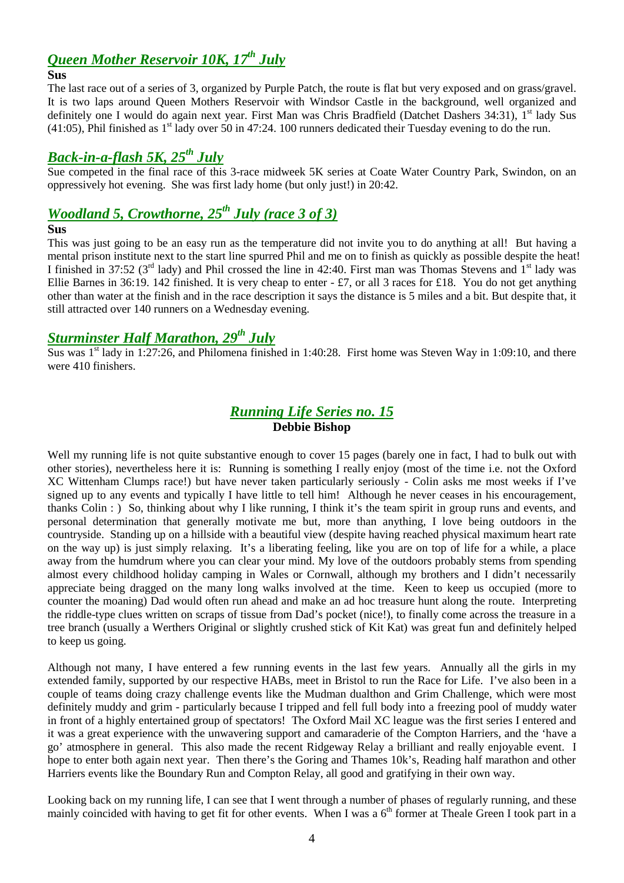## *Queen Mother Reservoir 10K, 17th July*

**Sus**

The last race out of a series of 3, organized by Purple Patch, the route is flat but very exposed and on grass/gravel. It is two laps around Queen Mothers Reservoir with Windsor Castle in the background, well organized and definitely one I would do again next year. First Man was Chris Bradfield (Datchet Dashers 34:31), 1st lady Sus (41:05), Phil finished as 1st lady over 50 in 47:24. 100 runners dedicated their Tuesday evening to do the run.

## *Back-in-a-flash 5K, 25th July*

Sue competed in the final race of this 3-race midweek 5K series at Coate Water Country Park, Swindon, on an oppressively hot evening. She was first lady home (but only just!) in 20:42.

## *Woodland 5, Crowthorne, 25th July (race 3 of 3)*

**Sus**

This was just going to be an easy run as the temperature did not invite you to do anything at all! But having a mental prison institute next to the start line spurred Phil and me on to finish as quickly as possible despite the heat! I finished in 37:52 (3rd lady) and Phil crossed the line in 42:40. First man was Thomas Stevens and 1st lady was Ellie Barnes in 36:19. 142 finished. It is very cheap to enter - £7, or all 3 races for £18. You do not get anything other than water at the finish and in the race description it says the distance is 5 miles and a bit. But despite that, it still attracted over 140 runners on a Wednesday evening.

## *Sturminster Half Marathon, 29th July*

Sus was 1st lady in 1:27:26, and Philomena finished in 1:40:28. First home was Steven Way in 1:09:10, and there were 410 finishers.

## *Running Life Series no. 15*

**Debbie Bishop**

Well my running life is not quite substantive enough to cover 15 pages (barely one in fact, I had to bulk out with other stories), nevertheless here it is: Running is something I really enjoy (most of the time i.e. not the Oxford XC Wittenham Clumps race!) but have never taken particularly seriously - Colin asks me most weeks if I've signed up to any events and typically I have little to tell him! Although he never ceases in his encouragement, thanks Colin : ) So, thinking about why I like running, I think it's the team spirit in group runs and events, and personal determination that generally motivate me but, more than anything, I love being outdoors in the countryside. Standing up on a hillside with a beautiful view (despite having reached physical maximum heart rate on the way up) is just simply relaxing. It's a liberating feeling, like you are on top of life for a while, a place away from the humdrum where you can clear your mind. My love of the outdoors probably stems from spending almost every childhood holiday camping in Wales or Cornwall, although my brothers and I didn't necessarily appreciate being dragged on the many long walks involved at the time. Keen to keep us occupied (more to counter the moaning) Dad would often run ahead and make an ad hoc treasure hunt along the route. Interpreting the riddle-type clues written on scraps of tissue from Dad's pocket (nice!), to finally come across the treasure in a tree branch (usually a Werthers Original or slightly crushed stick of Kit Kat) was great fun and definitely helped to keep us going.

Although not many, I have entered a few running events in the last few years. Annually all the girls in my extended family, supported by our respective HABs, meet in Bristol to run the Race for Life. I've also been in a couple of teams doing crazy challenge events like the Mudman dualthon and Grim Challenge, which were most definitely muddy and grim - particularly because I tripped and fell full body into a freezing pool of muddy water in front of a highly entertained group of spectators! The Oxford Mail XC league was the first series I entered and it was a great experience with the unwavering support and camaraderie of the Compton Harriers, and the 'have a go' atmosphere in general. This also made the recent Ridgeway Relay a brilliant and really enjoyable event. I hope to enter both again next year. Then there's the Goring and Thames 10k's, Reading half marathon and other Harriers events like the Boundary Run and Compton Relay, all good and gratifying in their own way.

Looking back on my running life, I can see that I went through a number of phases of regularly running, and these mainly coincided with having to get fit for other events. When I was a 6th former at Theale Green I took part in a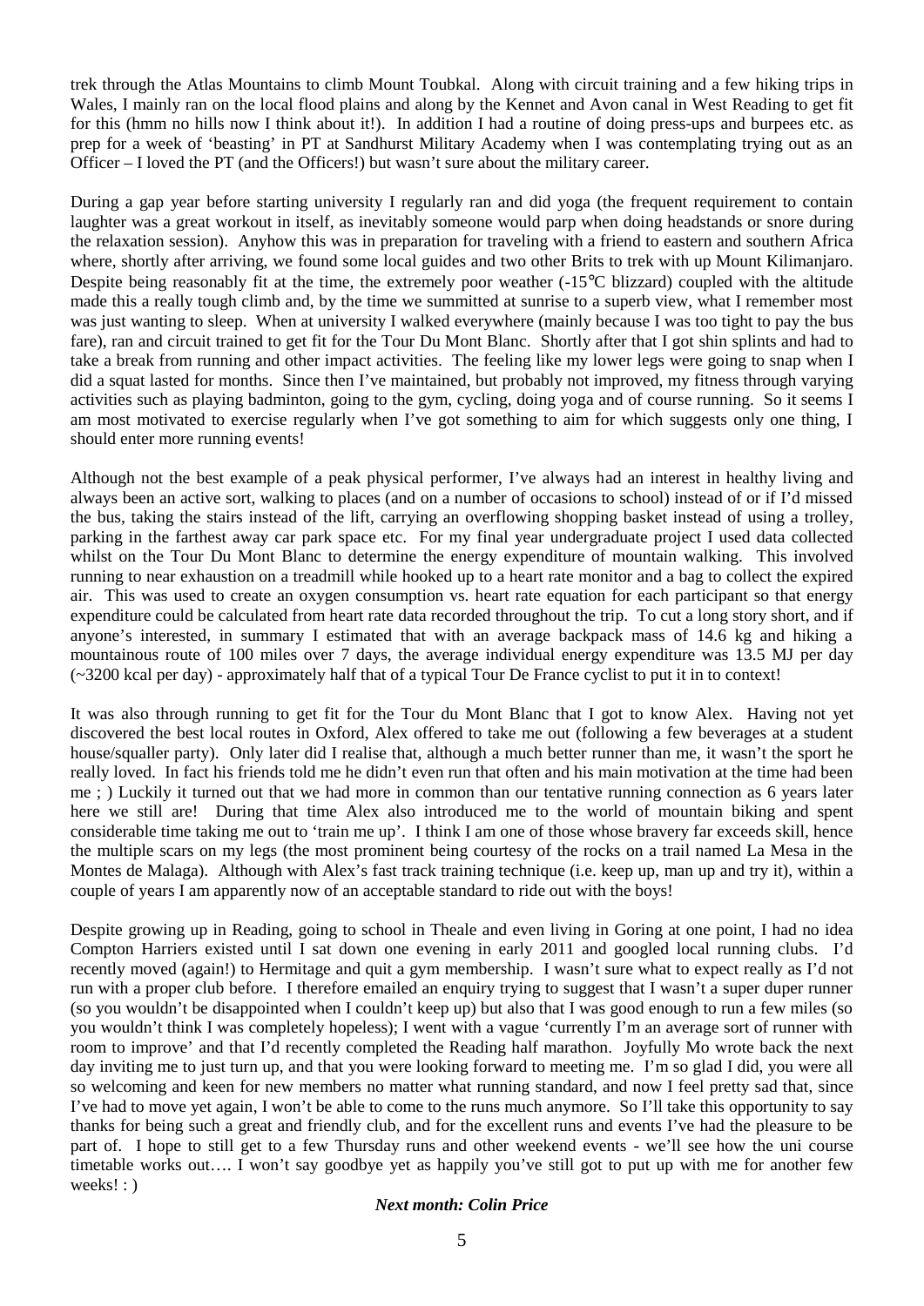trek through the Atlas Mountains to climb Mount Toubkal. Along with circuit training and a few hiking trips in Wales, I mainly ran on the local flood plains and along by the Kennet and Avon canal in West Reading to get fit for this (hmm no hills now I think about it!). In addition I had a routine of doing press-ups and burpees etc. as prep for a week of 'beasting' in PT at Sandhurst Military Academy when I was contemplating trying out as an Officer – I loved the PT (and the Officers!) but wasn't sure about the military career.

During a gap year before starting university I regularly ran and did yoga (the frequent requirement to contain laughter was a great workout in itself, as inevitably someone would parp when doing headstands or snore during the relaxation session). Anyhow this was in preparation for traveling with a friend to eastern and southern Africa where, shortly after arriving, we found some local guides and two other Brits to trek with up Mount Kilimanjaro. Despite being reasonably fit at the time, the extremely poor weather (-15°C blizzard) coupled with the altitude made this a really tough climb and, by the time we summitted at sunrise to a superb view, what I remember most was just wanting to sleep. When at university I walked everywhere (mainly because I was too tight to pay the bus fare), ran and circuit trained to get fit for the Tour Du Mont Blanc. Shortly after that I got shin splints and had to take a break from running and other impact activities. The feeling like my lower legs were going to snap when I did a squat lasted for months. Since then I've maintained, but probably not improved, my fitness through varying activities such as playing badminton, going to the gym, cycling, doing yoga and of course running. So it seems I am most motivated to exercise regularly when I've got something to aim for which suggests only one thing, I should enter more running events!

Although not the best example of a peak physical performer, I've always had an interest in healthy living and always been an active sort, walking to places (and on a number of occasions to school) instead of or if I'd missed the bus, taking the stairs instead of the lift, carrying an overflowing shopping basket instead of using a trolley, parking in the farthest away car park space etc. For my final year undergraduate project I used data collected whilst on the Tour Du Mont Blanc to determine the energy expenditure of mountain walking. This involved running to near exhaustion on a treadmill while hooked up to a heart rate monitor and a bag to collect the expired air. This was used to create an oxygen consumption vs. heart rate equation for each participant so that energy expenditure could be calculated from heart rate data recorded throughout the trip. To cut a long story short, and if anyone's interested, in summary I estimated that with an average backpack mass of 14.6 kg and hiking a mountainous route of 100 miles over 7 days, the average individual energy expenditure was 13.5 MJ per day (~3200 kcal per day) - approximately half that of a typical Tour De France cyclist to put it in to context!

It was also through running to get fit for the Tour du Mont Blanc that I got to know Alex. Having not yet discovered the best local routes in Oxford, Alex offered to take me out (following a few beverages at a student house/squaller party). Only later did I realise that, although a much better runner than me, it wasn't the sport he really loved. In fact his friends told me he didn't even run that often and his main motivation at the time had been me ; ) Luckily it turned out that we had more in common than our tentative running connection as 6 years later here we still are! During that time Alex also introduced me to the world of mountain biking and spent considerable time taking me out to 'train me up'. I think I am one of those whose bravery far exceeds skill, hence the multiple scars on my legs (the most prominent being courtesy of the rocks on a trail named La Mesa in the Montes de Malaga). Although with Alex's fast track training technique (i.e. keep up, man up and try it), within a couple of years I am apparently now of an acceptable standard to ride out with the boys!

Despite growing up in Reading, going to school in Theale and even living in Goring at one point, I had no idea Compton Harriers existed until I sat down one evening in early 2011 and googled local running clubs. I'd recently moved (again!) to Hermitage and quit a gym membership. I wasn't sure what to expect really as I'd not run with a proper club before. I therefore emailed an enquiry trying to suggest that I wasn't a super duper runner (so you wouldn't be disappointed when I couldn't keep up) but also that I was good enough to run a few miles (so you wouldn't think I was completely hopeless); I went with a vague 'currently I'm an average sort of runner with room to improve' and that I'd recently completed the Reading half marathon. Joyfully Mo wrote back the next day inviting me to just turn up, and that you were looking forward to meeting me. I'm so glad I did, you were all so welcoming and keen for new members no matter what running standard, and now I feel pretty sad that, since I've had to move yet again, I won't be able to come to the runs much anymore. So I'll take this opportunity to say thanks for being such a great and friendly club, and for the excellent runs and events I've had the pleasure to be part of. I hope to still get to a few Thursday runs and other weekend events - we'll see how the uni course timetable works out…. I won't say goodbye yet as happily you've still got to put up with me for another few weeks! : )

***Next month: Colin Price***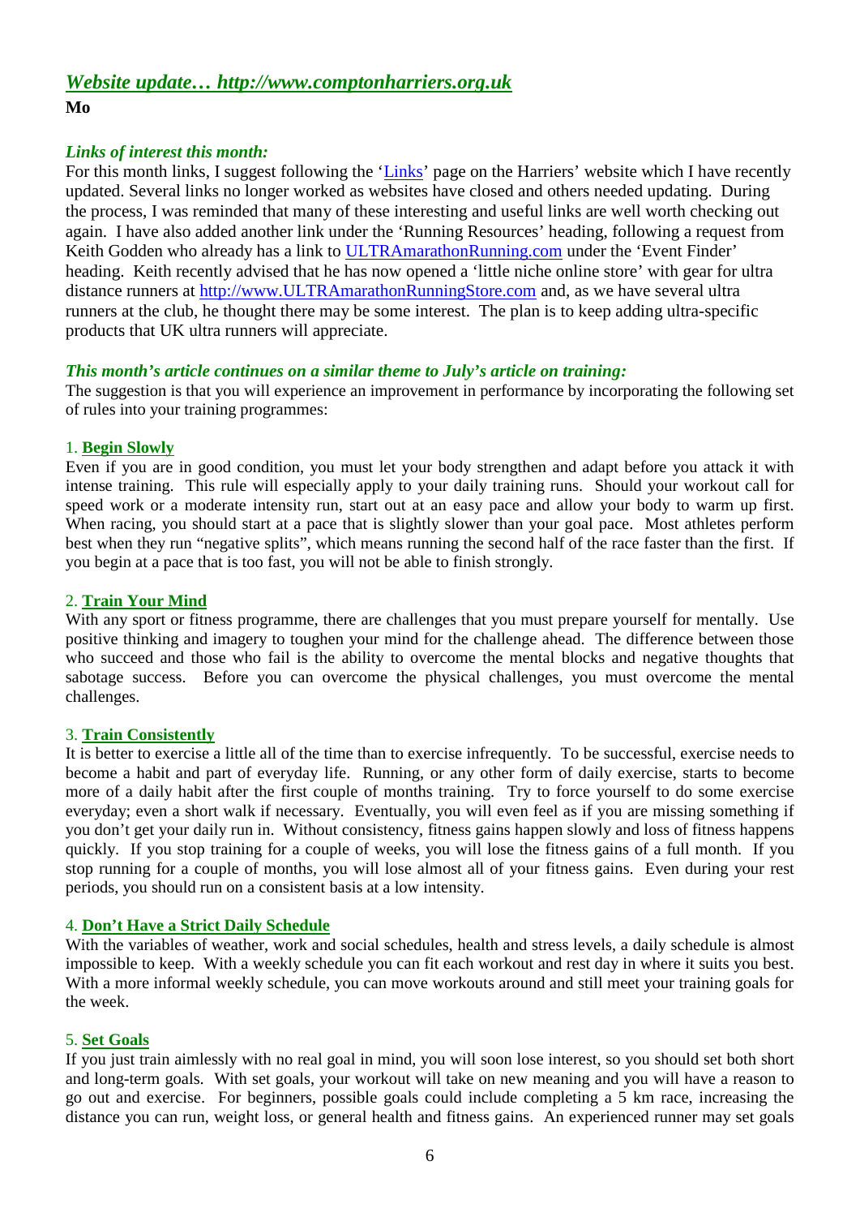## *Website update… http://www.comptonharriers.org.uk*

**Mo**

### *Links of interest this month:*

For this month links, I suggest following the '[Links]' page on the Harriers' website which I have recently updated. Several links no longer worked as websites have closed and others needed updating. During the process, I was reminded that many of these interesting and useful links are well worth checking out again. I have also added another link under the 'Running Resources' heading, following a request from Keith Godden who already has a link to ULTRAmarathonRunning.com under the 'Event Finder' heading. Keith recently advised that he has now opened a 'little niche online store' with gear for ultra distance runners at http://www.ULTRAmarathonRunningStore.com and, as we have several ultra runners at the club, he thought there may be some interest. The plan is to keep adding ultra-specific products that UK ultra runners will appreciate.

### *This month's article continues on a similar theme to July's article on training:*

The suggestion is that you will experience an improvement in performance by incorporating the following set of rules into your training programmes:

1. **Begin Slowly**

Even if you are in good condition, you must let your body strengthen and adapt before you attack it with intense training. This rule will especially apply to your daily training runs. Should your workout call for speed work or a moderate intensity run, start out at an easy pace and allow your body to warm up first. When racing, you should start at a pace that is slightly slower than your goal pace. Most athletes perform best when they run "negative splits", which means running the second half of the race faster than the first. If you begin at a pace that is too fast, you will not be able to finish strongly.

2. **Train Your Mind**

With any sport or fitness programme, there are challenges that you must prepare yourself for mentally. Use positive thinking and imagery to toughen your mind for the challenge ahead. The difference between those who succeed and those who fail is the ability to overcome the mental blocks and negative thoughts that sabotage success. Before you can overcome the physical challenges, you must overcome the mental challenges.

3. **Train Consistently**

It is better to exercise a little all of the time than to exercise infrequently. To be successful, exercise needs to become a habit and part of everyday life. Running, or any other form of daily exercise, starts to become more of a daily habit after the first couple of months training. Try to force yourself to do some exercise everyday; even a short walk if necessary. Eventually, you will even feel as if you are missing something if you don't get your daily run in. Without consistency, fitness gains happen slowly and loss of fitness happens quickly. If you stop training for a couple of weeks, you will lose the fitness gains of a full month. If you stop running for a couple of months, you will lose almost all of your fitness gains. Even during your rest periods, you should run on a consistent basis at a low intensity.

4. **Don't Have a Strict Daily Schedule**

With the variables of weather, work and social schedules, health and stress levels, a daily schedule is almost impossible to keep. With a weekly schedule you can fit each workout and rest day in where it suits you best. With a more informal weekly schedule, you can move workouts around and still meet your training goals for the week.

5. **Set Goals**

If you just train aimlessly with no real goal in mind, you will soon lose interest, so you should set both short and long-term goals. With set goals, your workout will take on new meaning and you will have a reason to go out and exercise. For beginners, possible goals could include completing a 5 km race, increasing the distance you can run, weight loss, or general health and fitness gains. An experienced runner may set goals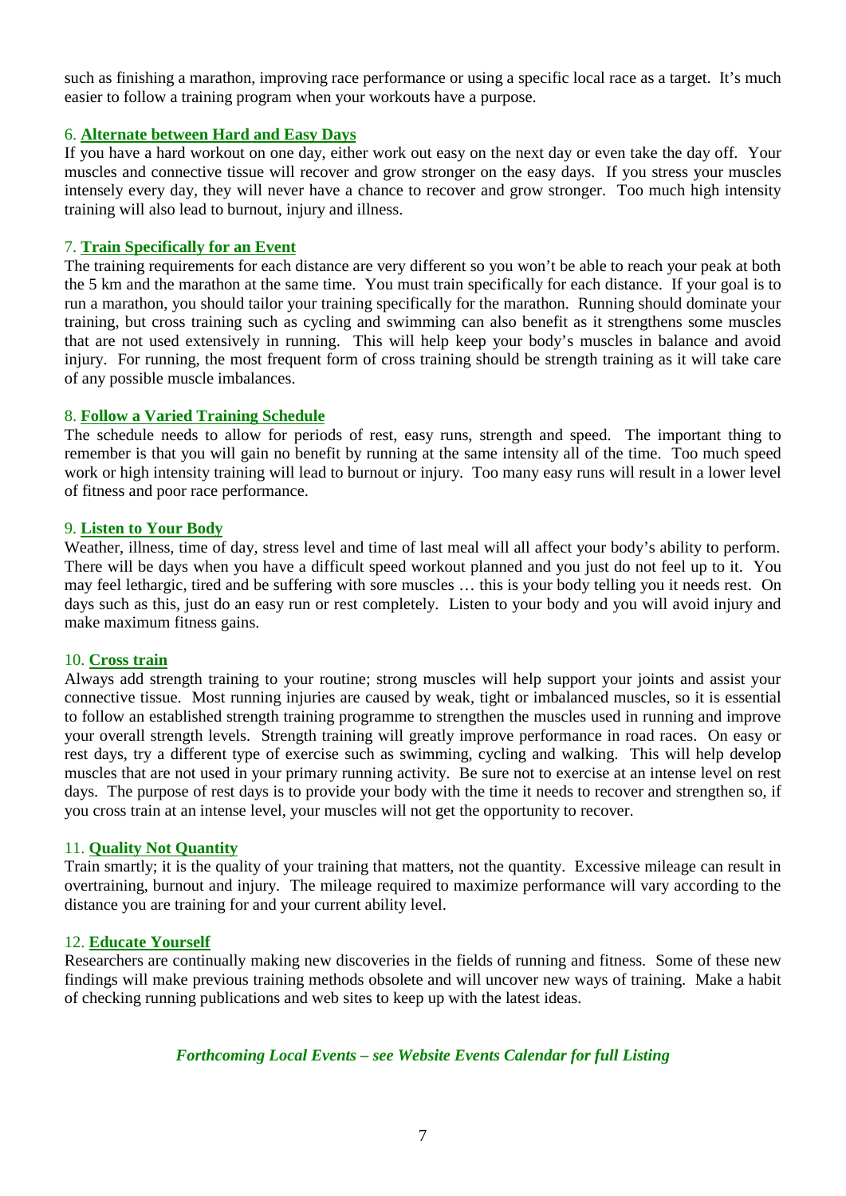such as finishing a marathon, improving race performance or using a specific local race as a target. It's much easier to follow a training program when your workouts have a purpose.

6. **Alternate between Hard and Easy Days**

If you have a hard workout on one day, either work out easy on the next day or even take the day off. Your muscles and connective tissue will recover and grow stronger on the easy days. If you stress your muscles intensely every day, they will never have a chance to recover and grow stronger. Too much high intensity training will also lead to burnout, injury and illness.

7. **Train Specifically for an Event**

The training requirements for each distance are very different so you won't be able to reach your peak at both the 5 km and the marathon at the same time. You must train specifically for each distance. If your goal is to run a marathon, you should tailor your training specifically for the marathon. Running should dominate your training, but cross training such as cycling and swimming can also benefit as it strengthens some muscles that are not used extensively in running. This will help keep your body's muscles in balance and avoid injury. For running, the most frequent form of cross training should be strength training as it will take care of any possible muscle imbalances.

8. **Follow a Varied Training Schedule**

The schedule needs to allow for periods of rest, easy runs, strength and speed. The important thing to remember is that you will gain no benefit by running at the same intensity all of the time. Too much speed work or high intensity training will lead to burnout or injury. Too many easy runs will result in a lower level of fitness and poor race performance.

9. **Listen to Your Body**

Weather, illness, time of day, stress level and time of last meal will all affect your body's ability to perform. There will be days when you have a difficult speed workout planned and you just do not feel up to it. You may feel lethargic, tired and be suffering with sore muscles … this is your body telling you it needs rest. On days such as this, just do an easy run or rest completely. Listen to your body and you will avoid injury and make maximum fitness gains.

10. **Cross train**

Always add strength training to your routine; strong muscles will help support your joints and assist your connective tissue. Most running injuries are caused by weak, tight or imbalanced muscles, so it is essential to follow an established strength training programme to strengthen the muscles used in running and improve your overall strength levels. Strength training will greatly improve performance in road races. On easy or rest days, try a different type of exercise such as swimming, cycling and walking. This will help develop muscles that are not used in your primary running activity. Be sure not to exercise at an intense level on rest days. The purpose of rest days is to provide your body with the time it needs to recover and strengthen so, if you cross train at an intense level, your muscles will not get the opportunity to recover.

11. **Quality Not Quantity**

Train smartly; it is the quality of your training that matters, not the quantity. Excessive mileage can result in overtraining, burnout and injury. The mileage required to maximize performance will vary according to the distance you are training for and your current ability level.

12. **Educate Yourself**

Researchers are continually making new discoveries in the fields of running and fitness. Some of these new findings will make previous training methods obsolete and will uncover new ways of training. Make a habit of checking running publications and web sites to keep up with the latest ideas.

***Forthcoming Local Events – see Website Events Calendar for full Listing***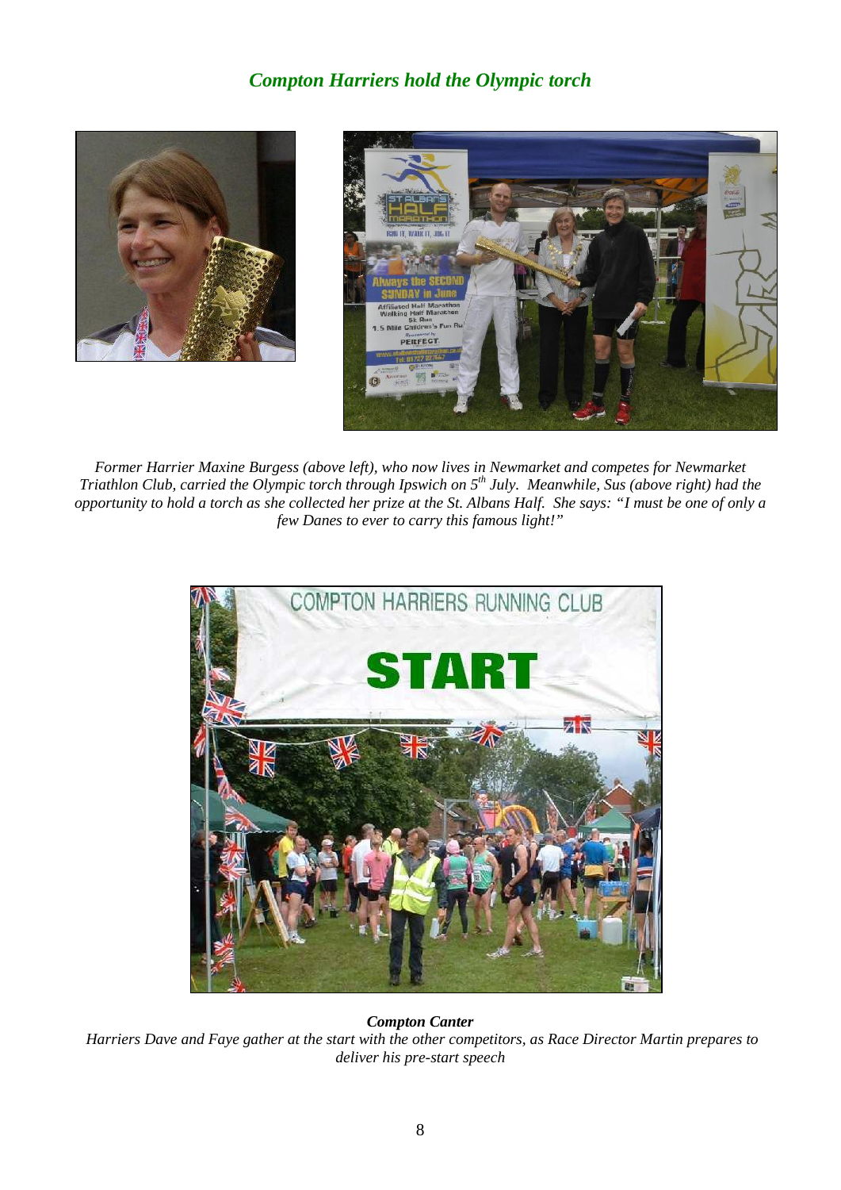## *Compton Harriers hold the Olympic torch*

*Former Harrier Maxine Burgess (above left), who now lives in Newmarket and competes for Newmarket Triathlon Club, carried the Olympic torch through Ipswich on 5th July. Meanwhile, Sus (above right) had the opportunity to hold a torch as she collected her prize at the St. Albans Half. She says: "I must be one of only a few Danes to ever to carry this famous light!"*

***Compton Canter***

*Harriers Dave and Faye gather at the start with the other competitors, as Race Director Martin prepares to deliver his pre-start speech*